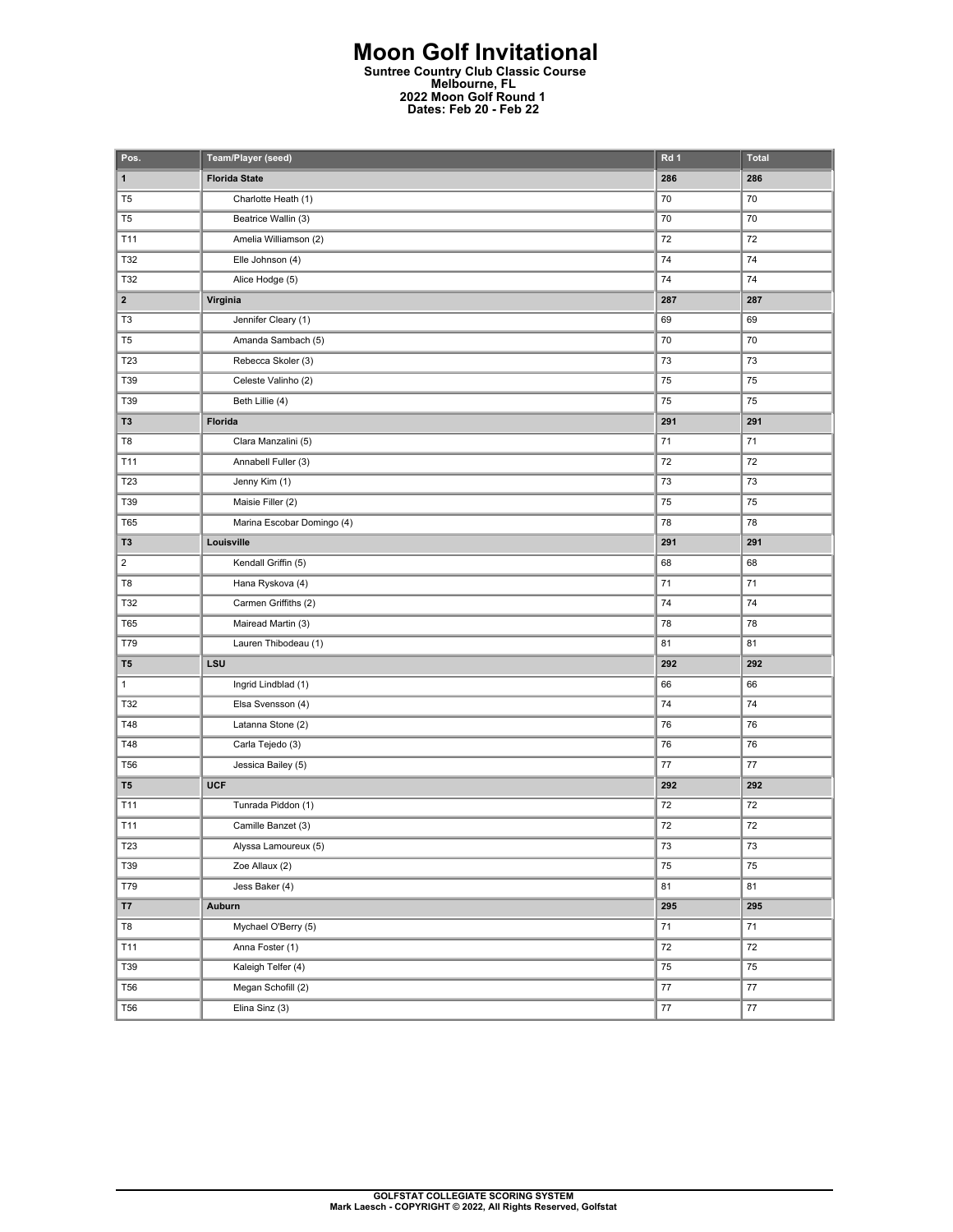# Moon Golf Invitational

**Suntree Country Club Classic Course**
**Melbourne, FL**
**2022 Moon Golf Round 1**
**Dates: Feb 20 - Feb 22**

| Pos. | Team/Player (seed) | Rd 1 | Total |
|---|---|---|---|
| **1** | **Florida State** | **286** | **286** |
| T5 | Charlotte Heath (1) | 70 | 70 |
| T5 | Beatrice Wallin (3) | 70 | 70 |
| T11 | Amelia Williamson (2) | 72 | 72 |
| T32 | Elle Johnson (4) | 74 | 74 |
| T32 | Alice Hodge (5) | 74 | 74 |
| **2** | **Virginia** | **287** | **287** |
| T3 | Jennifer Cleary (1) | 69 | 69 |
| T5 | Amanda Sambach (5) | 70 | 70 |
| T23 | Rebecca Skoler (3) | 73 | 73 |
| T39 | Celeste Valinho (2) | 75 | 75 |
| T39 | Beth Lillie (4) | 75 | 75 |
| **T3** | **Florida** | **291** | **291** |
| T8 | Clara Manzalini (5) | 71 | 71 |
| T11 | Annabell Fuller (3) | 72 | 72 |
| T23 | Jenny Kim (1) | 73 | 73 |
| T39 | Maisie Filler (2) | 75 | 75 |
| T65 | Marina Escobar Domingo (4) | 78 | 78 |
| **T3** | **Louisville** | **291** | **291** |
| 2 | Kendall Griffin (5) | 68 | 68 |
| T8 | Hana Ryskova (4) | 71 | 71 |
| T32 | Carmen Griffiths (2) | 74 | 74 |
| T65 | Mairead Martin (3) | 78 | 78 |
| T79 | Lauren Thibodeau (1) | 81 | 81 |
| **T5** | **LSU** | **292** | **292** |
| 1 | Ingrid Lindblad (1) | 66 | 66 |
| T32 | Elsa Svensson (4) | 74 | 74 |
| T48 | Latanna Stone (2) | 76 | 76 |
| T48 | Carla Tejedo (3) | 76 | 76 |
| T56 | Jessica Bailey (5) | 77 | 77 |
| **T5** | **UCF** | **292** | **292** |
| T11 | Tunrada Piddon (1) | 72 | 72 |
| T11 | Camille Banzet (3) | 72 | 72 |
| T23 | Alyssa Lamoureux (5) | 73 | 73 |
| T39 | Zoe Allaux (2) | 75 | 75 |
| T79 | Jess Baker (4) | 81 | 81 |
| **T7** | **Auburn** | **295** | **295** |
| T8 | Mychael O'Berry (5) | 71 | 71 |
| T11 | Anna Foster (1) | 72 | 72 |
| T39 | Kaleigh Telfer (4) | 75 | 75 |
| T56 | Megan Schofill (2) | 77 | 77 |
| T56 | Elina Sinz (3) | 77 | 77 |

GOLFSTAT COLLEGIATE SCORING SYSTEM
Mark Laesch - COPYRIGHT © 2022, All Rights Reserved, Golfstat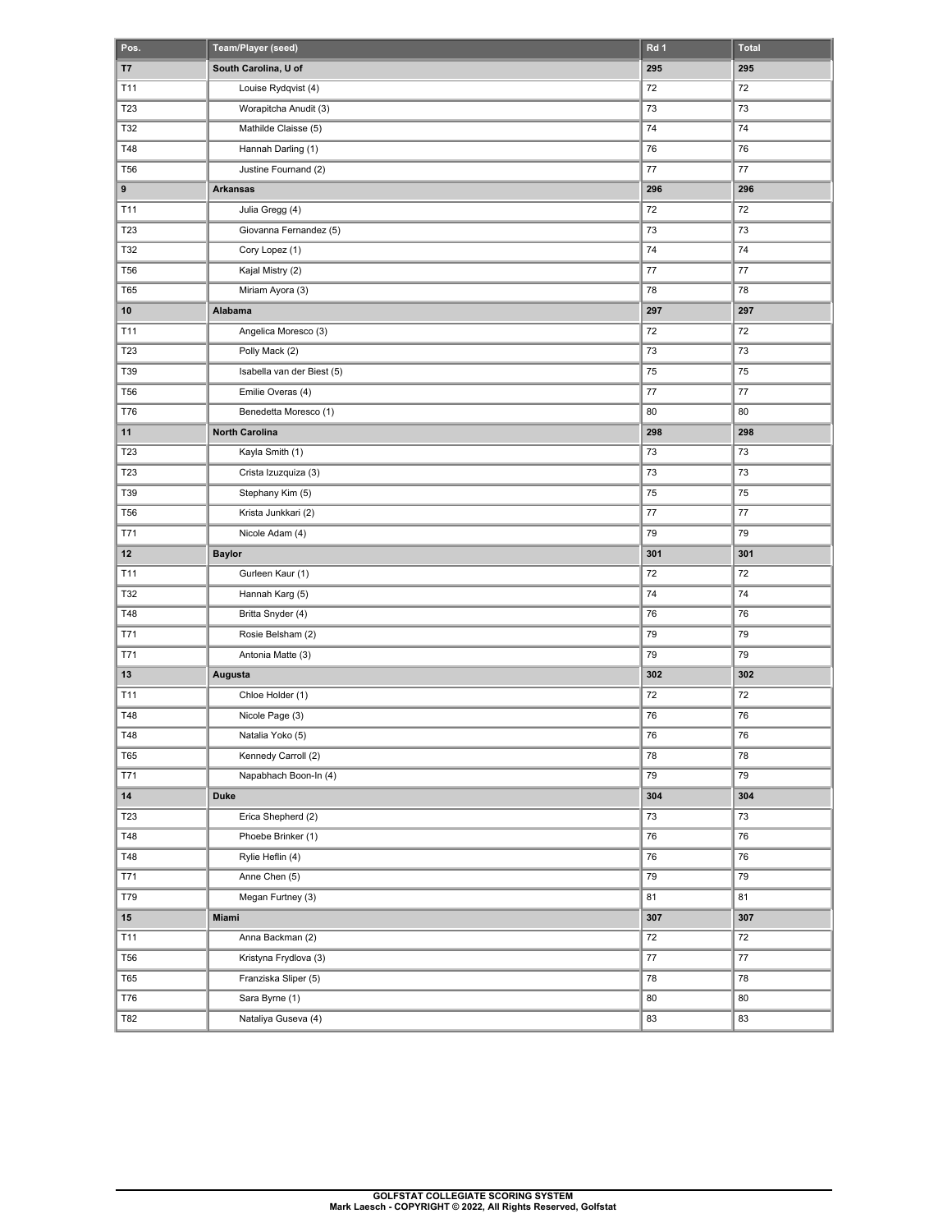| Pos. | Team/Player (seed) | Rd 1 | Total |
|---|---|---|---|
| **T7** | **South Carolina, U of** | **295** | **295** |
| T11 | Louise Rydqvist (4) | 72 | 72 |
| T23 | Worapitcha Anudit (3) | 73 | 73 |
| T32 | Mathilde Claisse (5) | 74 | 74 |
| T48 | Hannah Darling (1) | 76 | 76 |
| T56 | Justine Fournand (2) | 77 | 77 |
| **9** | **Arkansas** | **296** | **296** |
| T11 | Julia Gregg (4) | 72 | 72 |
| T23 | Giovanna Fernandez (5) | 73 | 73 |
| T32 | Cory Lopez (1) | 74 | 74 |
| T56 | Kajal Mistry (2) | 77 | 77 |
| T65 | Miriam Ayora (3) | 78 | 78 |
| **10** | **Alabama** | **297** | **297** |
| T11 | Angelica Moresco (3) | 72 | 72 |
| T23 | Polly Mack (2) | 73 | 73 |
| T39 | Isabella van der Biest (5) | 75 | 75 |
| T56 | Emilie Overas (4) | 77 | 77 |
| T76 | Benedetta Moresco (1) | 80 | 80 |
| **11** | **North Carolina** | **298** | **298** |
| T23 | Kayla Smith (1) | 73 | 73 |
| T23 | Crista Izuzquiza (3) | 73 | 73 |
| T39 | Stephany Kim (5) | 75 | 75 |
| T56 | Krista Junkkari (2) | 77 | 77 |
| T71 | Nicole Adam (4) | 79 | 79 |
| **12** | **Baylor** | **301** | **301** |
| T11 | Gurleen Kaur (1) | 72 | 72 |
| T32 | Hannah Karg (5) | 74 | 74 |
| T48 | Britta Snyder (4) | 76 | 76 |
| T71 | Rosie Belsham (2) | 79 | 79 |
| T71 | Antonia Matte (3) | 79 | 79 |
| **13** | **Augusta** | **302** | **302** |
| T11 | Chloe Holder (1) | 72 | 72 |
| T48 | Nicole Page (3) | 76 | 76 |
| T48 | Natalia Yoko (5) | 76 | 76 |
| T65 | Kennedy Carroll (2) | 78 | 78 |
| T71 | Napabhach Boon-In (4) | 79 | 79 |
| **14** | **Duke** | **304** | **304** |
| T23 | Erica Shepherd (2) | 73 | 73 |
| T48 | Phoebe Brinker (1) | 76 | 76 |
| T48 | Rylie Heflin (4) | 76 | 76 |
| T71 | Anne Chen (5) | 79 | 79 |
| T79 | Megan Furtney (3) | 81 | 81 |
| **15** | **Miami** | **307** | **307** |
| T11 | Anna Backman (2) | 72 | 72 |
| T56 | Kristyna Frydlova (3) | 77 | 77 |
| T65 | Franziska Sliper (5) | 78 | 78 |
| T76 | Sara Byrne (1) | 80 | 80 |
| T82 | Nataliya Guseva (4) | 83 | 83 |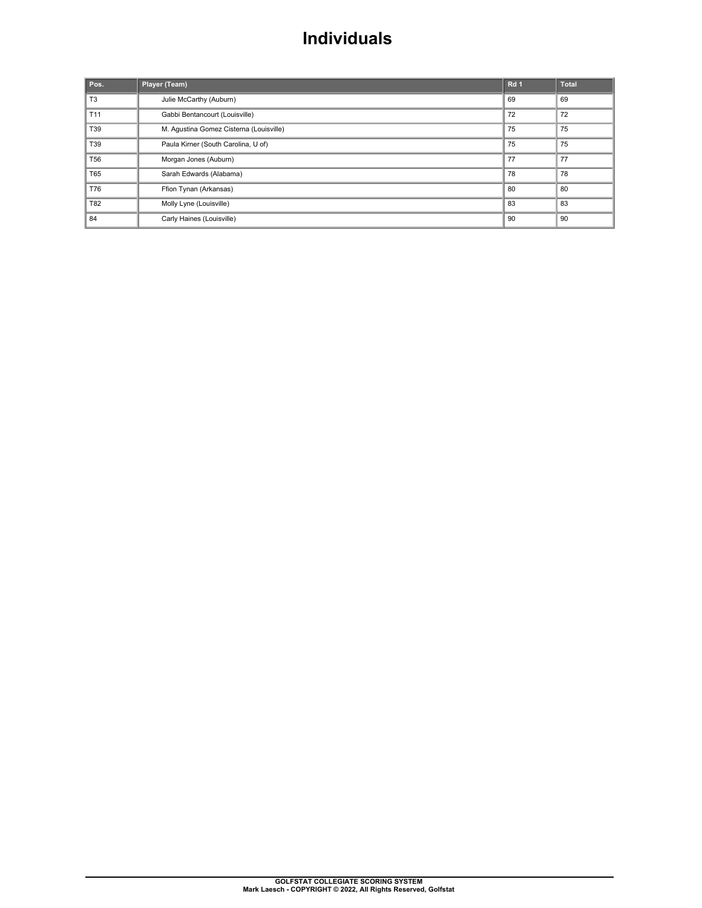# Individuals

| Pos. | Player (Team) | Rd 1 | Total |
|---|---|---|---|
| T3 | Julie McCarthy (Auburn) | 69 | 69 |
| T11 | Gabbi Bentancourt (Louisville) | 72 | 72 |
| T39 | M. Agustina Gomez Cisterna (Louisville) | 75 | 75 |
| T39 | Paula Kirner (South Carolina, U of) | 75 | 75 |
| T56 | Morgan Jones (Auburn) | 77 | 77 |
| T65 | Sarah Edwards (Alabama) | 78 | 78 |
| T76 | Ffion Tynan (Arkansas) | 80 | 80 |
| T82 | Molly Lyne (Louisville) | 83 | 83 |
| 84 | Carly Haines (Louisville) | 90 | 90 |

GOLFSTAT COLLEGIATE SCORING SYSTEM
Mark Laesch - COPYRIGHT © 2022, All Rights Reserved, Golfstat